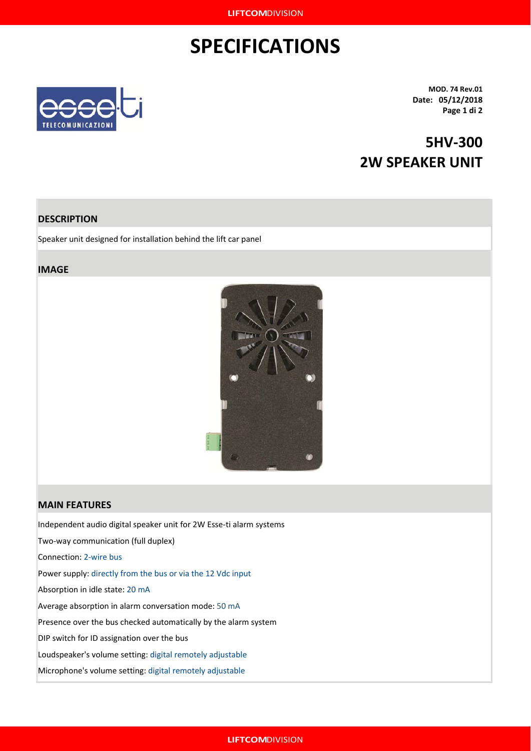# SPECIFICATIONS

**MOD. 74 Rev.01**
**Date: 05/12/2018**
**Page 1 di 2**

## 5HV-300
## 2W SPEAKER UNIT

### DESCRIPTION

Speaker unit designed for installation behind the lift car panel

### IMAGE

### MAIN FEATURES

Independent audio digital speaker unit for 2W Esse-ti alarm systems

Two-way communication (full duplex)

Connection: 2-wire bus

Power supply: directly from the bus or via the 12 Vdc input

Absorption in idle state: 20 mA

Average absorption in alarm conversation mode: 50 mA

Presence over the bus checked automatically by the alarm system

DIP switch for ID assignation over the bus

Loudspeaker's volume setting: digital remotely adjustable

Microphone's volume setting: digital remotely adjustable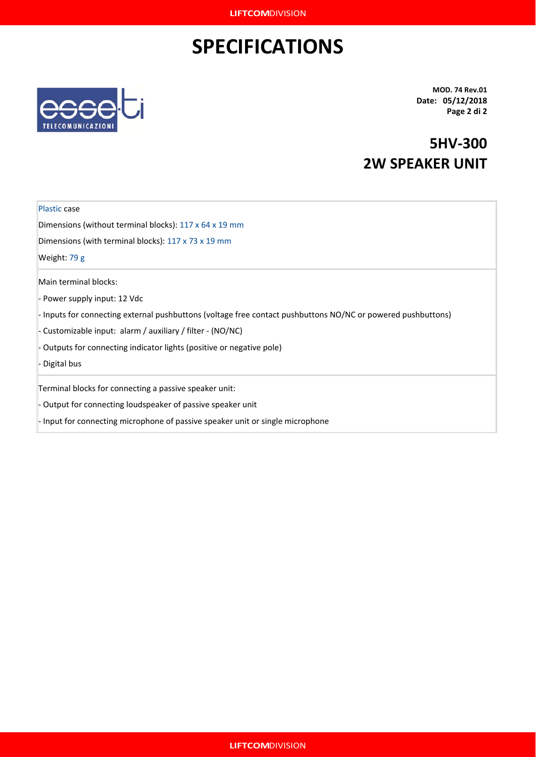# SPECIFICATIONS

**MOD. 74 Rev.01**
**Date: 05/12/2018**
**Page 2 di 2**

## 5HV-300
## 2W SPEAKER UNIT

Plastic case

Dimensions (without terminal blocks): 117 x 64 x 19 mm

Dimensions (with terminal blocks): 117 x 73 x 19 mm

Weight: 79 g

Main terminal blocks:

- Power supply input: 12 Vdc
- Inputs for connecting external pushbuttons (voltage free contact pushbuttons NO/NC or powered pushbuttons)
- Customizable input: alarm / auxiliary / filter - (NO/NC)
- Outputs for connecting indicator lights (positive or negative pole)
- Digital bus

Terminal blocks for connecting a passive speaker unit:

- Output for connecting loudspeaker of passive speaker unit
- Input for connecting microphone of passive speaker unit or single microphone